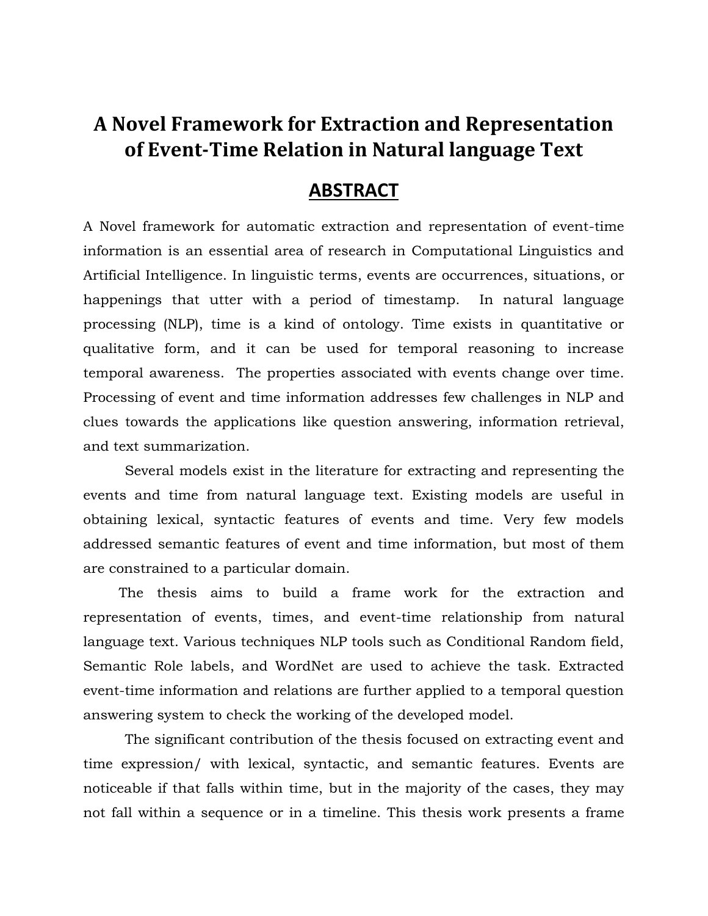# A Novel Framework for Extraction and Representation of Event-Time Relation in Natural language Text

## ABSTRACT

A Novel framework for automatic extraction and representation of event-time information is an essential area of research in Computational Linguistics and Artificial Intelligence. In linguistic terms, events are occurrences, situations, or happenings that utter with a period of timestamp. In natural language processing (NLP), time is a kind of ontology. Time exists in quantitative or qualitative form, and it can be used for temporal reasoning to increase temporal awareness. The properties associated with events change over time. Processing of event and time information addresses few challenges in NLP and clues towards the applications like question answering, information retrieval, and text summarization.

Several models exist in the literature for extracting and representing the events and time from natural language text. Existing models are useful in obtaining lexical, syntactic features of events and time. Very few models addressed semantic features of event and time information, but most of them are constrained to a particular domain.

The thesis aims to build a frame work for the extraction and representation of events, times, and event-time relationship from natural language text. Various techniques NLP tools such as Conditional Random field, Semantic Role labels, and WordNet are used to achieve the task. Extracted event-time information and relations are further applied to a temporal question answering system to check the working of the developed model.

The significant contribution of the thesis focused on extracting event and time expression/ with lexical, syntactic, and semantic features. Events are noticeable if that falls within time, but in the majority of the cases, they may not fall within a sequence or in a timeline. This thesis work presents a frame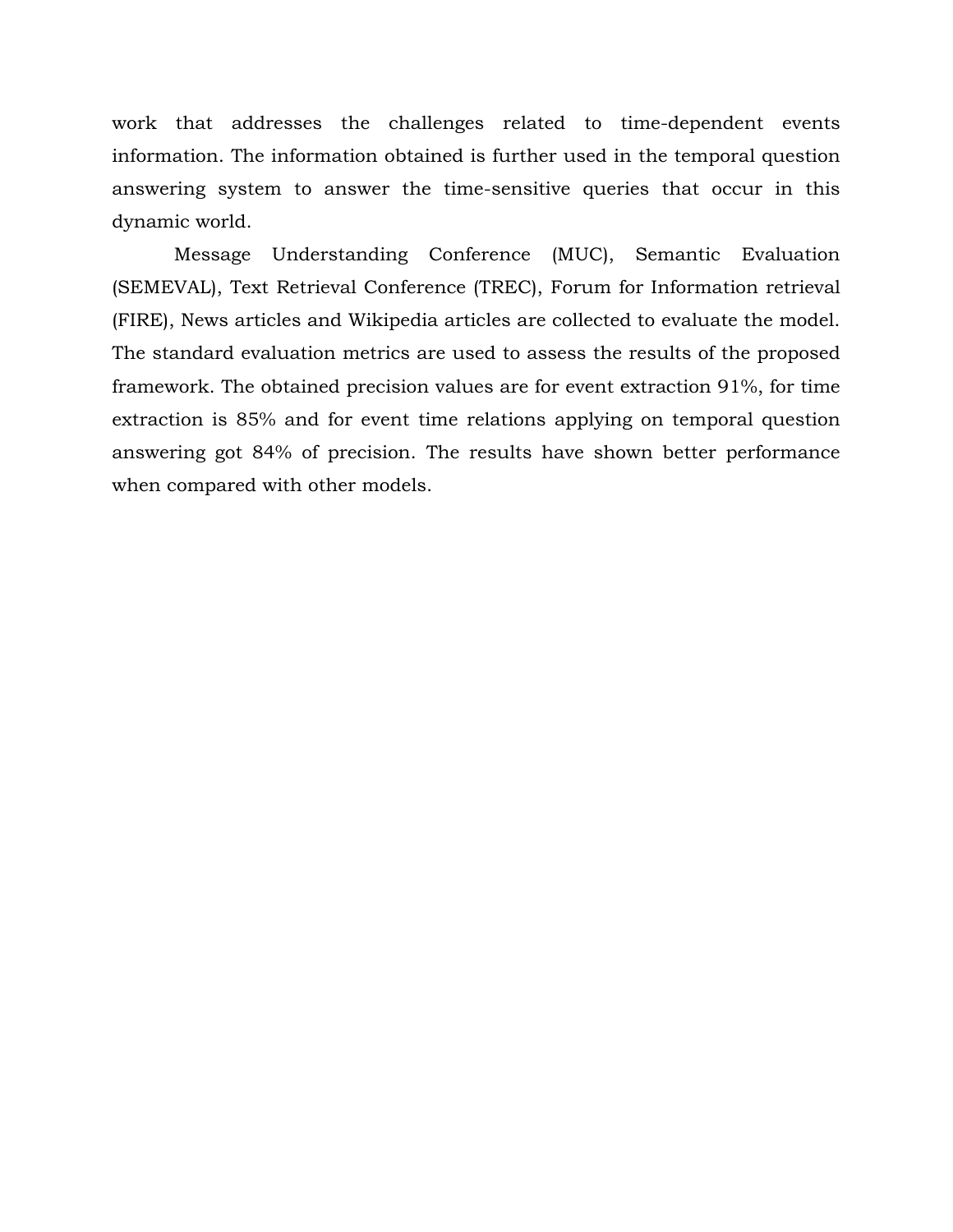work that addresses the challenges related to time-dependent events information. The information obtained is further used in the temporal question answering system to answer the time-sensitive queries that occur in this dynamic world.

Message Understanding Conference (MUC), Semantic Evaluation (SEMEVAL), Text Retrieval Conference (TREC), Forum for Information retrieval (FIRE), News articles and Wikipedia articles are collected to evaluate the model. The standard evaluation metrics are used to assess the results of the proposed framework. The obtained precision values are for event extraction 91%, for time extraction is 85% and for event time relations applying on temporal question answering got 84% of precision. The results have shown better performance when compared with other models.